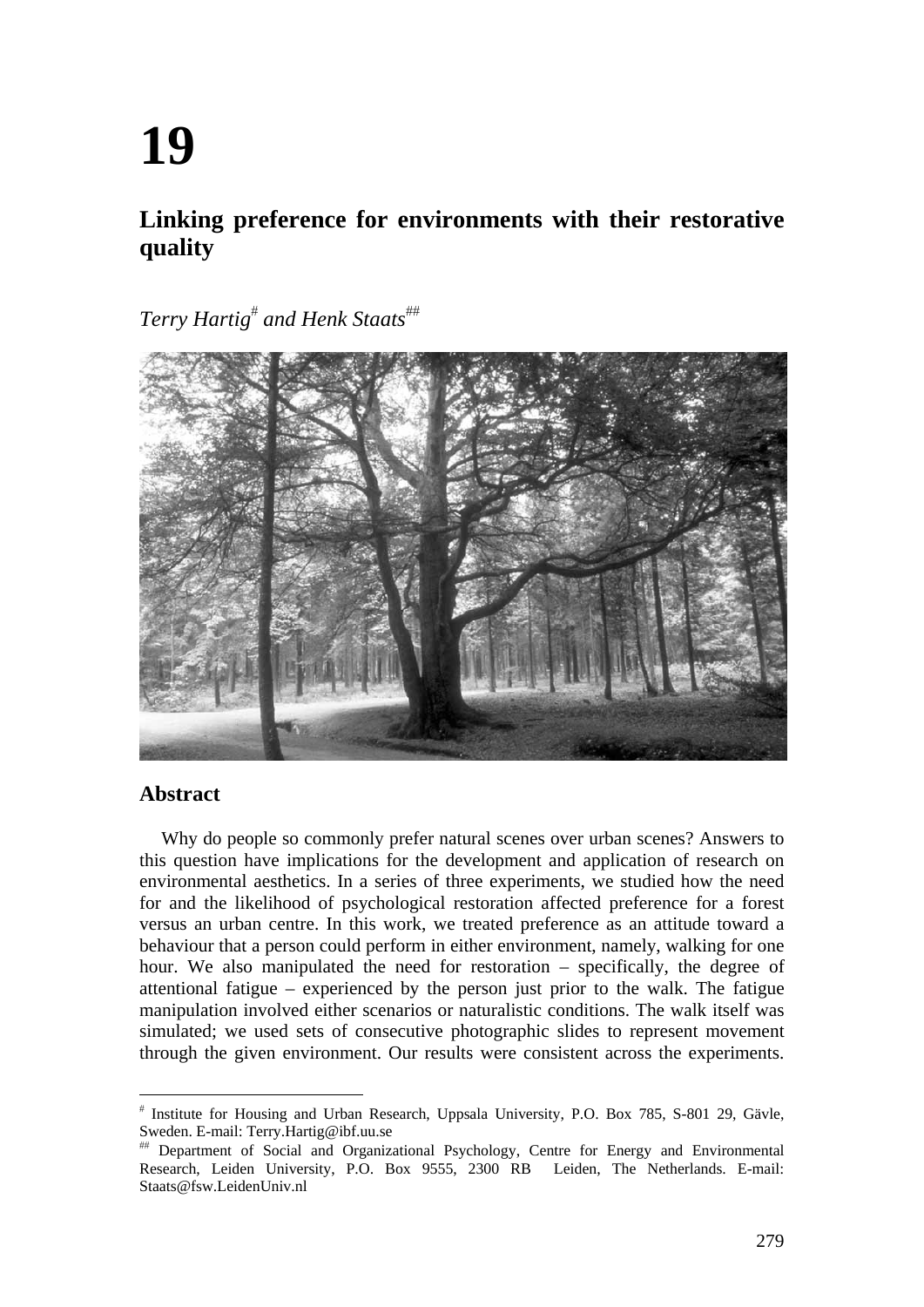# 19

## Linking preference for environments with their restorative quality

*Terry Hartig*[#] *and Henk Staats*[##]

### Abstract

Why do people so commonly prefer natural scenes over urban scenes? Answers to this question have implications for the development and application of research on environmental aesthetics. In a series of three experiments, we studied how the need for and the likelihood of psychological restoration affected preference for a forest versus an urban centre. In this work, we treated preference as an attitude toward a behaviour that a person could perform in either environment, namely, walking for one hour. We also manipulated the need for restoration – specifically, the degree of attentional fatigue – experienced by the person just prior to the walk. The fatigue manipulation involved either scenarios or naturalistic conditions. The walk itself was simulated; we used sets of consecutive photographic slides to represent movement through the given environment. Our results were consistent across the experiments.

---

[#] Institute for Housing and Urban Research, Uppsala University, P.O. Box 785, S-801 29, Gävle, Sweden. E-mail: Terry.Hartig@ibf.uu.se

[##] Department of Social and Organizational Psychology, Centre for Energy and Environmental Research, Leiden University, P.O. Box 9555, 2300 RB Leiden, The Netherlands. E-mail: Staats@fsw.LeidenUniv.nl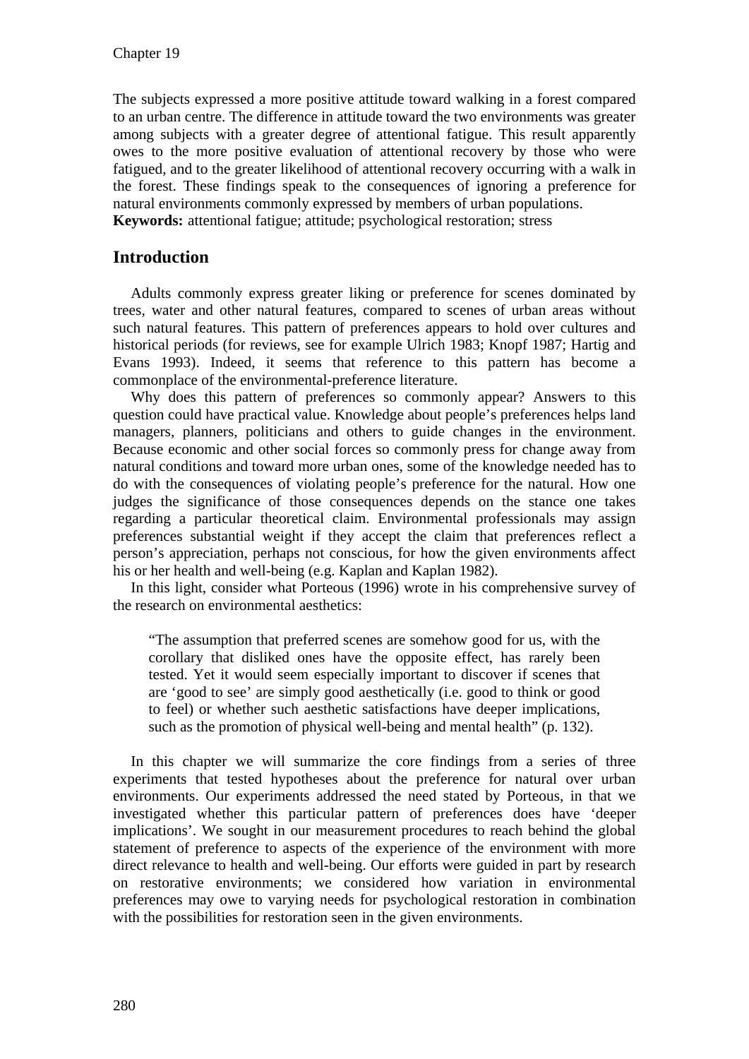The subjects expressed a more positive attitude toward walking in a forest compared to an urban centre. The difference in attitude toward the two environments was greater among subjects with a greater degree of attentional fatigue. This result apparently owes to the more positive evaluation of attentional recovery by those who were fatigued, and to the greater likelihood of attentional recovery occurring with a walk in the forest. These findings speak to the consequences of ignoring a preference for natural environments commonly expressed by members of urban populations.

**Keywords:** attentional fatigue; attitude; psychological restoration; stress

## Introduction

Adults commonly express greater liking or preference for scenes dominated by trees, water and other natural features, compared to scenes of urban areas without such natural features. This pattern of preferences appears to hold over cultures and historical periods (for reviews, see for example Ulrich 1983; Knopf 1987; Hartig and Evans 1993). Indeed, it seems that reference to this pattern has become a commonplace of the environmental-preference literature.

Why does this pattern of preferences so commonly appear? Answers to this question could have practical value. Knowledge about people's preferences helps land managers, planners, politicians and others to guide changes in the environment. Because economic and other social forces so commonly press for change away from natural conditions and toward more urban ones, some of the knowledge needed has to do with the consequences of violating people's preference for the natural. How one judges the significance of those consequences depends on the stance one takes regarding a particular theoretical claim. Environmental professionals may assign preferences substantial weight if they accept the claim that preferences reflect a person's appreciation, perhaps not conscious, for how the given environments affect his or her health and well-being (e.g. Kaplan and Kaplan 1982).

In this light, consider what Porteous (1996) wrote in his comprehensive survey of the research on environmental aesthetics:

> "The assumption that preferred scenes are somehow good for us, with the corollary that disliked ones have the opposite effect, has rarely been tested. Yet it would seem especially important to discover if scenes that are 'good to see' are simply good aesthetically (i.e. good to think or good to feel) or whether such aesthetic satisfactions have deeper implications, such as the promotion of physical well-being and mental health" (p. 132).

In this chapter we will summarize the core findings from a series of three experiments that tested hypotheses about the preference for natural over urban environments. Our experiments addressed the need stated by Porteous, in that we investigated whether this particular pattern of preferences does have 'deeper implications'. We sought in our measurement procedures to reach behind the global statement of preference to aspects of the experience of the environment with more direct relevance to health and well-being. Our efforts were guided in part by research on restorative environments; we considered how variation in environmental preferences may owe to varying needs for psychological restoration in combination with the possibilities for restoration seen in the given environments.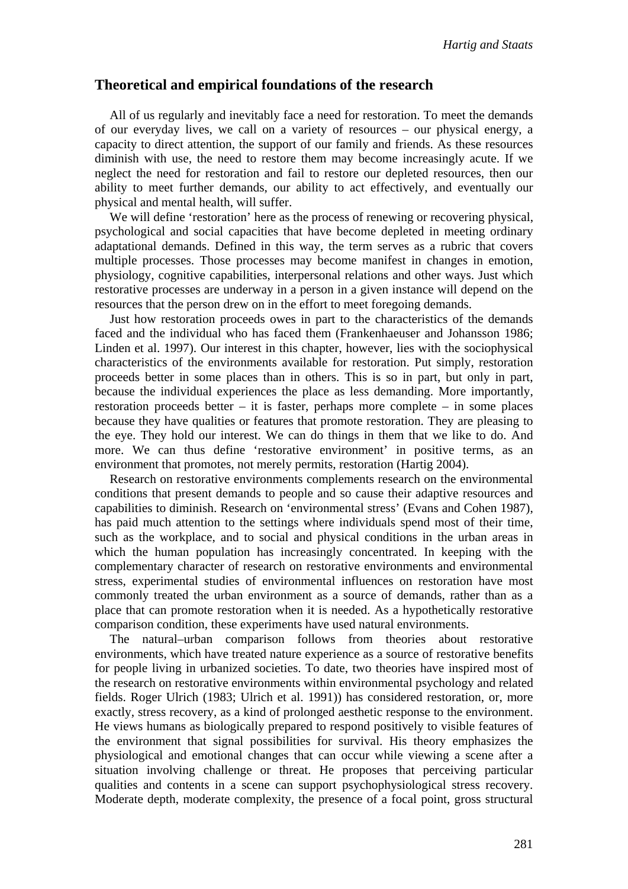## Theoretical and empirical foundations of the research

All of us regularly and inevitably face a need for restoration. To meet the demands of our everyday lives, we call on a variety of resources – our physical energy, a capacity to direct attention, the support of our family and friends. As these resources diminish with use, the need to restore them may become increasingly acute. If we neglect the need for restoration and fail to restore our depleted resources, then our ability to meet further demands, our ability to act effectively, and eventually our physical and mental health, will suffer.

We will define 'restoration' here as the process of renewing or recovering physical, psychological and social capacities that have become depleted in meeting ordinary adaptational demands. Defined in this way, the term serves as a rubric that covers multiple processes. Those processes may become manifest in changes in emotion, physiology, cognitive capabilities, interpersonal relations and other ways. Just which restorative processes are underway in a person in a given instance will depend on the resources that the person drew on in the effort to meet foregoing demands.

Just how restoration proceeds owes in part to the characteristics of the demands faced and the individual who has faced them (Frankenhaeuser and Johansson 1986; Linden et al. 1997). Our interest in this chapter, however, lies with the sociophysical characteristics of the environments available for restoration. Put simply, restoration proceeds better in some places than in others. This is so in part, but only in part, because the individual experiences the place as less demanding. More importantly, restoration proceeds better – it is faster, perhaps more complete – in some places because they have qualities or features that promote restoration. They are pleasing to the eye. They hold our interest. We can do things in them that we like to do. And more. We can thus define 'restorative environment' in positive terms, as an environment that promotes, not merely permits, restoration (Hartig 2004).

Research on restorative environments complements research on the environmental conditions that present demands to people and so cause their adaptive resources and capabilities to diminish. Research on 'environmental stress' (Evans and Cohen 1987), has paid much attention to the settings where individuals spend most of their time, such as the workplace, and to social and physical conditions in the urban areas in which the human population has increasingly concentrated. In keeping with the complementary character of research on restorative environments and environmental stress, experimental studies of environmental influences on restoration have most commonly treated the urban environment as a source of demands, rather than as a place that can promote restoration when it is needed. As a hypothetically restorative comparison condition, these experiments have used natural environments.

The natural–urban comparison follows from theories about restorative environments, which have treated nature experience as a source of restorative benefits for people living in urbanized societies. To date, two theories have inspired most of the research on restorative environments within environmental psychology and related fields. Roger Ulrich (1983; Ulrich et al. 1991)) has considered restoration, or, more exactly, stress recovery, as a kind of prolonged aesthetic response to the environment. He views humans as biologically prepared to respond positively to visible features of the environment that signal possibilities for survival. His theory emphasizes the physiological and emotional changes that can occur while viewing a scene after a situation involving challenge or threat. He proposes that perceiving particular qualities and contents in a scene can support psychophysiological stress recovery. Moderate depth, moderate complexity, the presence of a focal point, gross structural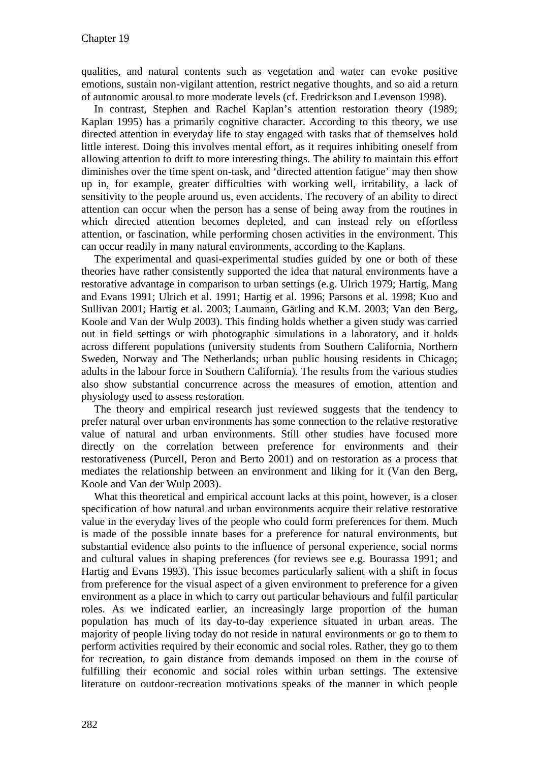qualities, and natural contents such as vegetation and water can evoke positive emotions, sustain non-vigilant attention, restrict negative thoughts, and so aid a return of autonomic arousal to more moderate levels (cf. Fredrickson and Levenson 1998).

In contrast, Stephen and Rachel Kaplan's attention restoration theory (1989; Kaplan 1995) has a primarily cognitive character. According to this theory, we use directed attention in everyday life to stay engaged with tasks that of themselves hold little interest. Doing this involves mental effort, as it requires inhibiting oneself from allowing attention to drift to more interesting things. The ability to maintain this effort diminishes over the time spent on-task, and 'directed attention fatigue' may then show up in, for example, greater difficulties with working well, irritability, a lack of sensitivity to the people around us, even accidents. The recovery of an ability to direct attention can occur when the person has a sense of being away from the routines in which directed attention becomes depleted, and can instead rely on effortless attention, or fascination, while performing chosen activities in the environment. This can occur readily in many natural environments, according to the Kaplans.

The experimental and quasi-experimental studies guided by one or both of these theories have rather consistently supported the idea that natural environments have a restorative advantage in comparison to urban settings (e.g. Ulrich 1979; Hartig, Mang and Evans 1991; Ulrich et al. 1991; Hartig et al. 1996; Parsons et al. 1998; Kuo and Sullivan 2001; Hartig et al. 2003; Laumann, Gärling and K.M. 2003; Van den Berg, Koole and Van der Wulp 2003). This finding holds whether a given study was carried out in field settings or with photographic simulations in a laboratory, and it holds across different populations (university students from Southern California, Northern Sweden, Norway and The Netherlands; urban public housing residents in Chicago; adults in the labour force in Southern California). The results from the various studies also show substantial concurrence across the measures of emotion, attention and physiology used to assess restoration.

The theory and empirical research just reviewed suggests that the tendency to prefer natural over urban environments has some connection to the relative restorative value of natural and urban environments. Still other studies have focused more directly on the correlation between preference for environments and their restorativeness (Purcell, Peron and Berto 2001) and on restoration as a process that mediates the relationship between an environment and liking for it (Van den Berg, Koole and Van der Wulp 2003).

What this theoretical and empirical account lacks at this point, however, is a closer specification of how natural and urban environments acquire their relative restorative value in the everyday lives of the people who could form preferences for them. Much is made of the possible innate bases for a preference for natural environments, but substantial evidence also points to the influence of personal experience, social norms and cultural values in shaping preferences (for reviews see e.g. Bourassa 1991; and Hartig and Evans 1993). This issue becomes particularly salient with a shift in focus from preference for the visual aspect of a given environment to preference for a given environment as a place in which to carry out particular behaviours and fulfil particular roles. As we indicated earlier, an increasingly large proportion of the human population has much of its day-to-day experience situated in urban areas. The majority of people living today do not reside in natural environments or go to them to perform activities required by their economic and social roles. Rather, they go to them for recreation, to gain distance from demands imposed on them in the course of fulfilling their economic and social roles within urban settings. The extensive literature on outdoor-recreation motivations speaks of the manner in which people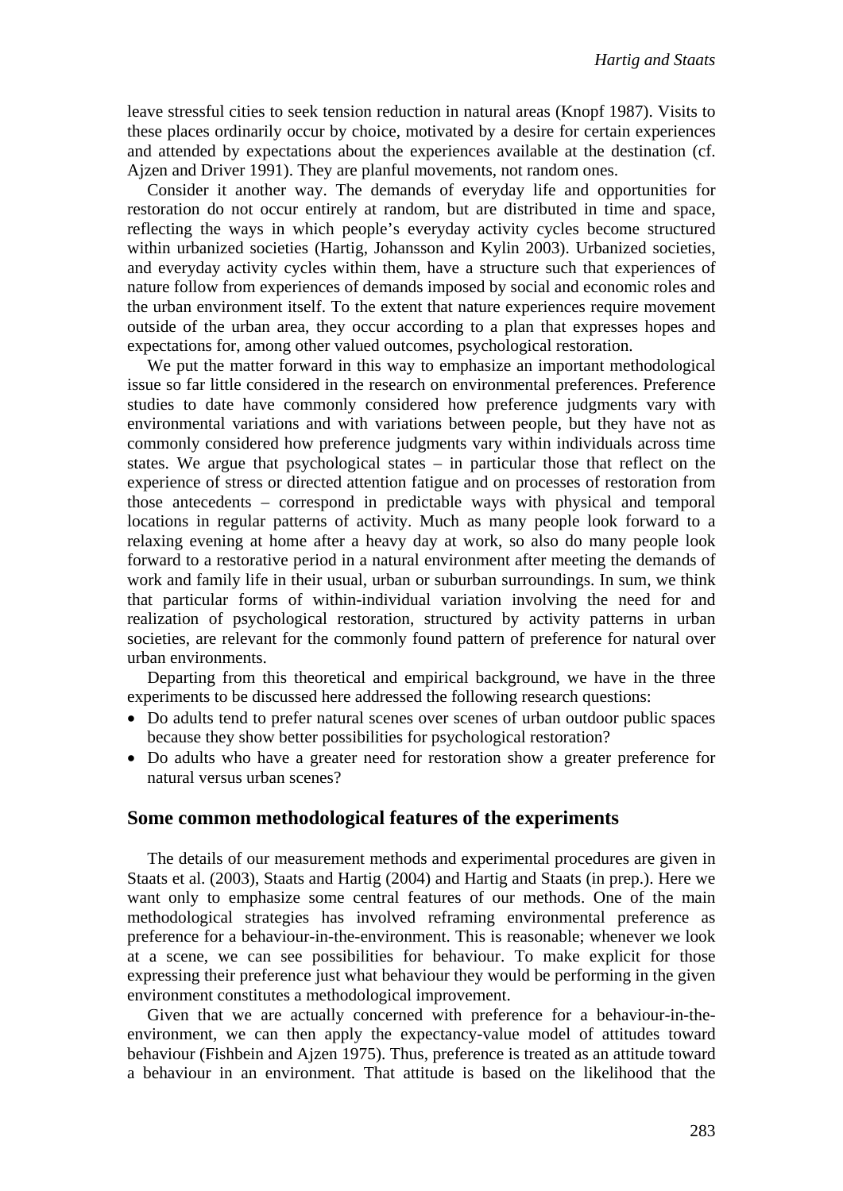leave stressful cities to seek tension reduction in natural areas (Knopf 1987). Visits to these places ordinarily occur by choice, motivated by a desire for certain experiences and attended by expectations about the experiences available at the destination (cf. Ajzen and Driver 1991). They are planful movements, not random ones.

Consider it another way. The demands of everyday life and opportunities for restoration do not occur entirely at random, but are distributed in time and space, reflecting the ways in which people's everyday activity cycles become structured within urbanized societies (Hartig, Johansson and Kylin 2003). Urbanized societies, and everyday activity cycles within them, have a structure such that experiences of nature follow from experiences of demands imposed by social and economic roles and the urban environment itself. To the extent that nature experiences require movement outside of the urban area, they occur according to a plan that expresses hopes and expectations for, among other valued outcomes, psychological restoration.

We put the matter forward in this way to emphasize an important methodological issue so far little considered in the research on environmental preferences. Preference studies to date have commonly considered how preference judgments vary with environmental variations and with variations between people, but they have not as commonly considered how preference judgments vary within individuals across time states. We argue that psychological states – in particular those that reflect on the experience of stress or directed attention fatigue and on processes of restoration from those antecedents – correspond in predictable ways with physical and temporal locations in regular patterns of activity. Much as many people look forward to a relaxing evening at home after a heavy day at work, so also do many people look forward to a restorative period in a natural environment after meeting the demands of work and family life in their usual, urban or suburban surroundings. In sum, we think that particular forms of within-individual variation involving the need for and realization of psychological restoration, structured by activity patterns in urban societies, are relevant for the commonly found pattern of preference for natural over urban environments.

Departing from this theoretical and empirical background, we have in the three experiments to be discussed here addressed the following research questions:

- Do adults tend to prefer natural scenes over scenes of urban outdoor public spaces because they show better possibilities for psychological restoration?
- Do adults who have a greater need for restoration show a greater preference for natural versus urban scenes?

## Some common methodological features of the experiments

The details of our measurement methods and experimental procedures are given in Staats et al. (2003), Staats and Hartig (2004) and Hartig and Staats (in prep.). Here we want only to emphasize some central features of our methods. One of the main methodological strategies has involved reframing environmental preference as preference for a behaviour-in-the-environment. This is reasonable; whenever we look at a scene, we can see possibilities for behaviour. To make explicit for those expressing their preference just what behaviour they would be performing in the given environment constitutes a methodological improvement.

Given that we are actually concerned with preference for a behaviour-in-the-environment, we can then apply the expectancy-value model of attitudes toward behaviour (Fishbein and Ajzen 1975). Thus, preference is treated as an attitude toward a behaviour in an environment. That attitude is based on the likelihood that the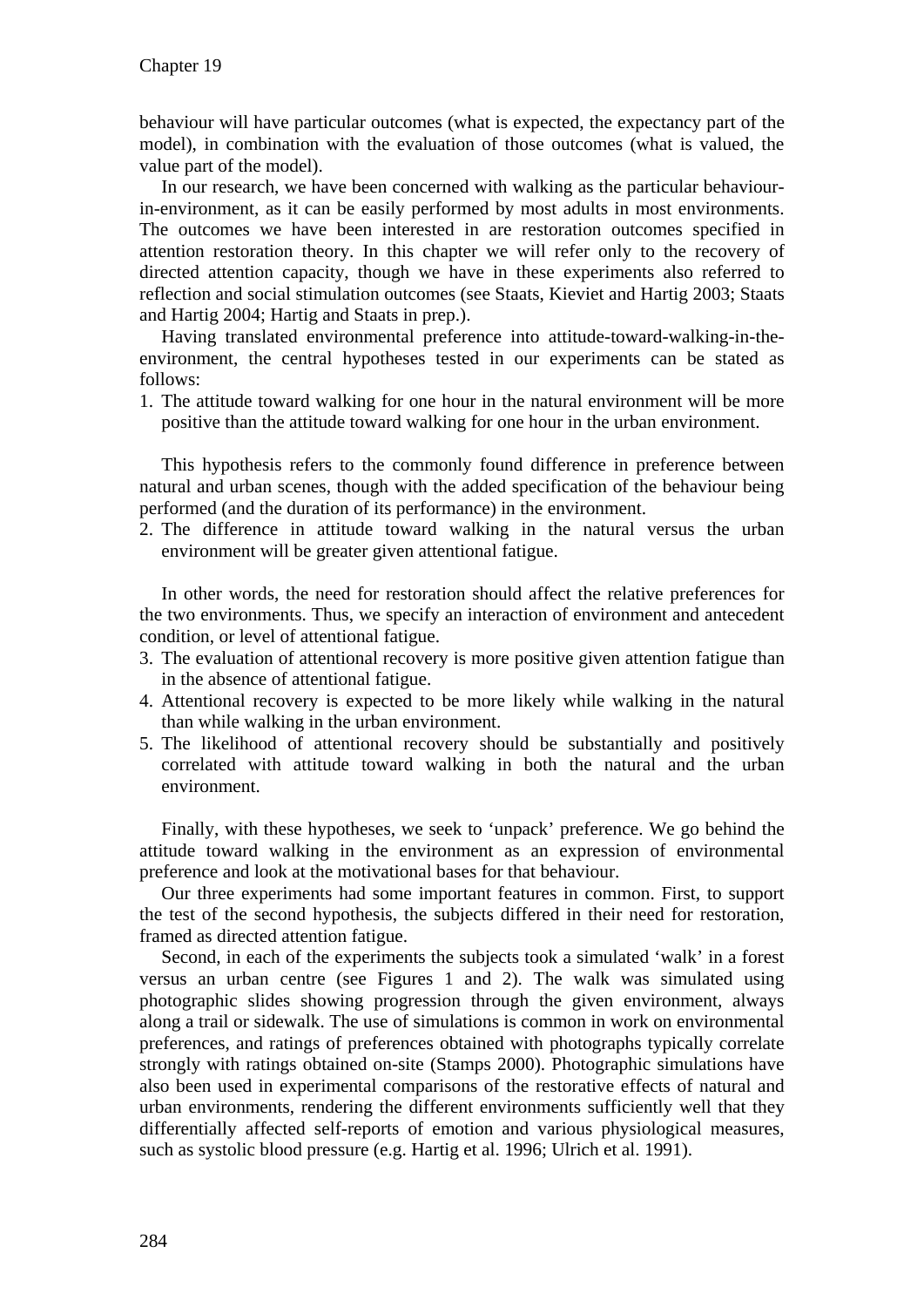behaviour will have particular outcomes (what is expected, the expectancy part of the model), in combination with the evaluation of those outcomes (what is valued, the value part of the model).

In our research, we have been concerned with walking as the particular behaviour-in-environment, as it can be easily performed by most adults in most environments. The outcomes we have been interested in are restoration outcomes specified in attention restoration theory. In this chapter we will refer only to the recovery of directed attention capacity, though we have in these experiments also referred to reflection and social stimulation outcomes (see Staats, Kieviet and Hartig 2003; Staats and Hartig 2004; Hartig and Staats in prep.).

Having translated environmental preference into attitude-toward-walking-in-the-environment, the central hypotheses tested in our experiments can be stated as follows:

1. The attitude toward walking for one hour in the natural environment will be more positive than the attitude toward walking for one hour in the urban environment.

This hypothesis refers to the commonly found difference in preference between natural and urban scenes, though with the added specification of the behaviour being performed (and the duration of its performance) in the environment.

2. The difference in attitude toward walking in the natural versus the urban environment will be greater given attentional fatigue.

In other words, the need for restoration should affect the relative preferences for the two environments. Thus, we specify an interaction of environment and antecedent condition, or level of attentional fatigue.

3. The evaluation of attentional recovery is more positive given attention fatigue than in the absence of attentional fatigue.
4. Attentional recovery is expected to be more likely while walking in the natural than while walking in the urban environment.
5. The likelihood of attentional recovery should be substantially and positively correlated with attitude toward walking in both the natural and the urban environment.

Finally, with these hypotheses, we seek to 'unpack' preference. We go behind the attitude toward walking in the environment as an expression of environmental preference and look at the motivational bases for that behaviour.

Our three experiments had some important features in common. First, to support the test of the second hypothesis, the subjects differed in their need for restoration, framed as directed attention fatigue.

Second, in each of the experiments the subjects took a simulated 'walk' in a forest versus an urban centre (see Figures 1 and 2). The walk was simulated using photographic slides showing progression through the given environment, always along a trail or sidewalk. The use of simulations is common in work on environmental preferences, and ratings of preferences obtained with photographs typically correlate strongly with ratings obtained on-site (Stamps 2000). Photographic simulations have also been used in experimental comparisons of the restorative effects of natural and urban environments, rendering the different environments sufficiently well that they differentially affected self-reports of emotion and various physiological measures, such as systolic blood pressure (e.g. Hartig et al. 1996; Ulrich et al. 1991).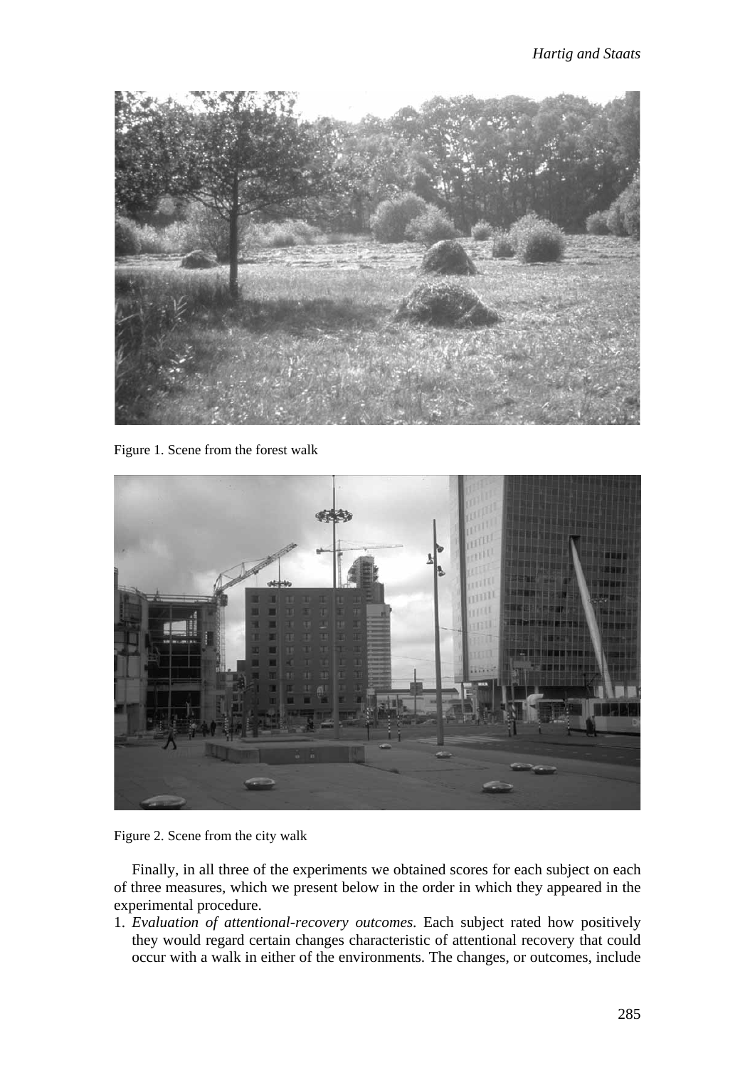Figure 1. Scene from the forest walk

Figure 2. Scene from the city walk

Finally, in all three of the experiments we obtained scores for each subject on each of three measures, which we present below in the order in which they appeared in the experimental procedure.

1. *Evaluation of attentional-recovery outcomes.* Each subject rated how positively they would regard certain changes characteristic of attentional recovery that could occur with a walk in either of the environments. The changes, or outcomes, include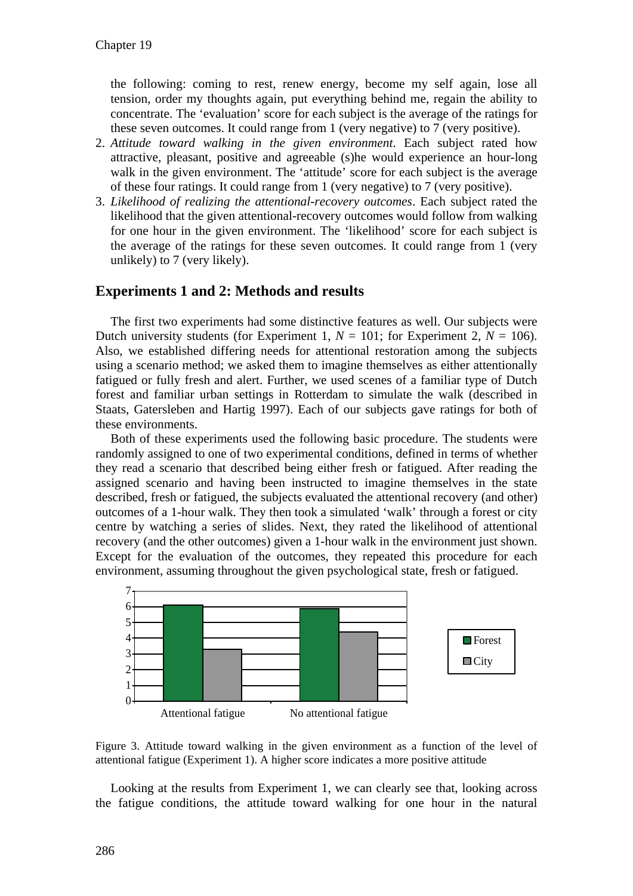the following: coming to rest, renew energy, become my self again, lose all tension, order my thoughts again, put everything behind me, regain the ability to concentrate. The 'evaluation' score for each subject is the average of the ratings for these seven outcomes. It could range from 1 (very negative) to 7 (very positive).

2. *Attitude toward walking in the given environment*. Each subject rated how attractive, pleasant, positive and agreeable (s)he would experience an hour-long walk in the given environment. The 'attitude' score for each subject is the average of these four ratings. It could range from 1 (very negative) to 7 (very positive).
3. *Likelihood of realizing the attentional-recovery outcomes*. Each subject rated the likelihood that the given attentional-recovery outcomes would follow from walking for one hour in the given environment. The 'likelihood' score for each subject is the average of the ratings for these seven outcomes. It could range from 1 (very unlikely) to 7 (very likely).

## Experiments 1 and 2: Methods and results

The first two experiments had some distinctive features as well. Our subjects were Dutch university students (for Experiment 1, $N$ = 101; for Experiment 2, $N$ = 106). Also, we established differing needs for attentional restoration among the subjects using a scenario method; we asked them to imagine themselves as either attentionally fatigued or fully fresh and alert. Further, we used scenes of a familiar type of Dutch forest and familiar urban settings in Rotterdam to simulate the walk (described in Staats, Gatersleben and Hartig 1997). Each of our subjects gave ratings for both of these environments.

Both of these experiments used the following basic procedure. The students were randomly assigned to one of two experimental conditions, defined in terms of whether they read a scenario that described being either fresh or fatigued. After reading the assigned scenario and having been instructed to imagine themselves in the state described, fresh or fatigued, the subjects evaluated the attentional recovery (and other) outcomes of a 1-hour walk. They then took a simulated 'walk' through a forest or city centre by watching a series of slides. Next, they rated the likelihood of attentional recovery (and the other outcomes) given a 1-hour walk in the environment just shown. Except for the evaluation of the outcomes, they repeated this procedure for each environment, assuming throughout the given psychological state, fresh or fatigued.

Figure 3. Attitude toward walking in the given environment as a function of the level of attentional fatigue (Experiment 1). A higher score indicates a more positive attitude

Looking at the results from Experiment 1, we can clearly see that, looking across the fatigue conditions, the attitude toward walking for one hour in the natural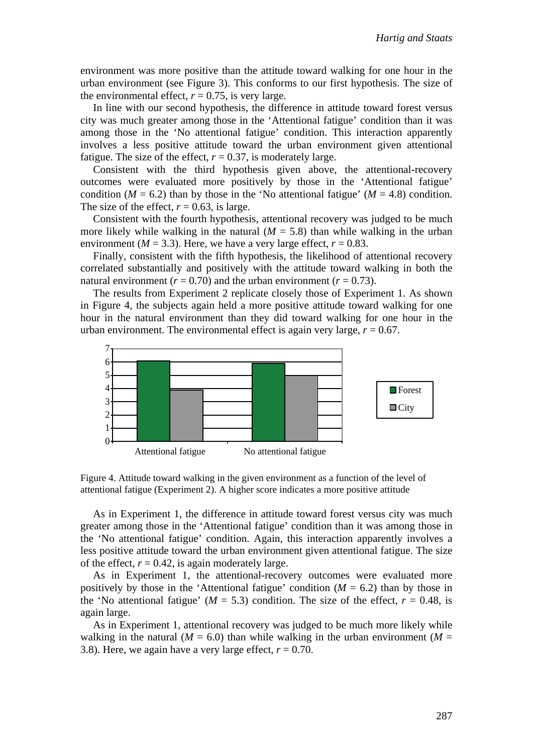environment was more positive than the attitude toward walking for one hour in the urban environment (see Figure 3). This conforms to our first hypothesis. The size of the environmental effect, $r = 0.75$, is very large.

In line with our second hypothesis, the difference in attitude toward forest versus city was much greater among those in the 'Attentional fatigue' condition than it was among those in the 'No attentional fatigue' condition. This interaction apparently involves a less positive attitude toward the urban environment given attentional fatigue. The size of the effect, $r = 0.37$, is moderately large.

Consistent with the third hypothesis given above, the attentional-recovery outcomes were evaluated more positively by those in the 'Attentional fatigue' condition ($M = 6.2$) than by those in the 'No attentional fatigue' ($M = 4.8$) condition. The size of the effect, $r = 0.63$, is large.

Consistent with the fourth hypothesis, attentional recovery was judged to be much more likely while walking in the natural ($M = 5.8$) than while walking in the urban environment ($M = 3.3$). Here, we have a very large effect, $r = 0.83$.

Finally, consistent with the fifth hypothesis, the likelihood of attentional recovery correlated substantially and positively with the attitude toward walking in both the natural environment ($r = 0.70$) and the urban environment ($r = 0.73$).

The results from Experiment 2 replicate closely those of Experiment 1. As shown in Figure 4, the subjects again held a more positive attitude toward walking for one hour in the natural environment than they did toward walking for one hour in the urban environment. The environmental effect is again very large, $r = 0.67$.

Figure 4. Attitude toward walking in the given environment as a function of the level of attentional fatigue (Experiment 2). A higher score indicates a more positive attitude

As in Experiment 1, the difference in attitude toward forest versus city was much greater among those in the 'Attentional fatigue' condition than it was among those in the 'No attentional fatigue' condition. Again, this interaction apparently involves a less positive attitude toward the urban environment given attentional fatigue. The size of the effect, $r = 0.42$, is again moderately large.

As in Experiment 1, the attentional-recovery outcomes were evaluated more positively by those in the 'Attentional fatigue' condition ($M = 6.2$) than by those in the 'No attentional fatigue' ($M = 5.3$) condition. The size of the effect, $r = 0.48$, is again large.

As in Experiment 1, attentional recovery was judged to be much more likely while walking in the natural ($M = 6.0$) than while walking in the urban environment ($M = 3.8$). Here, we again have a very large effect, $r = 0.70$.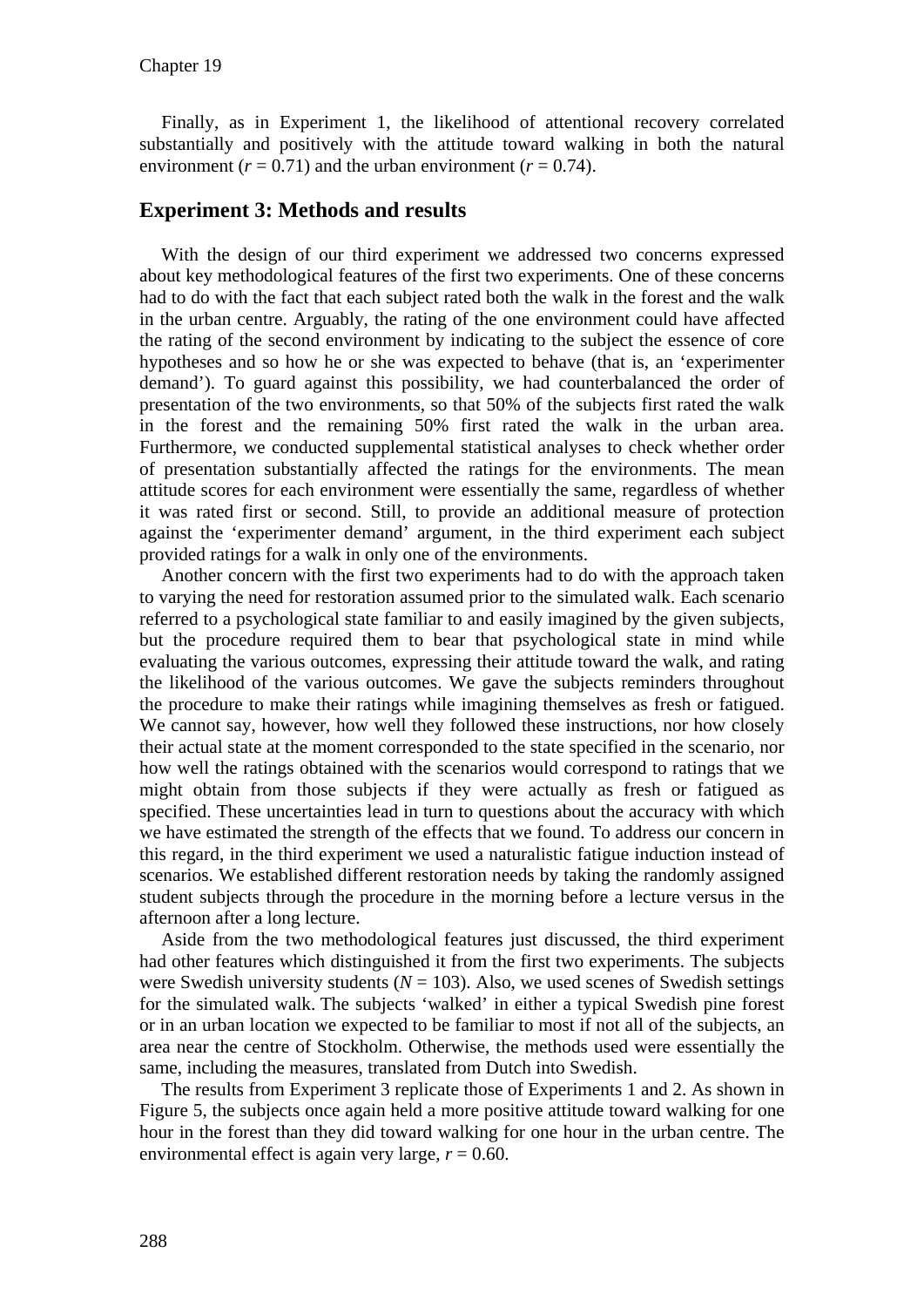Finally, as in Experiment 1, the likelihood of attentional recovery correlated substantially and positively with the attitude toward walking in both the natural environment ($r = 0.71$) and the urban environment ($r = 0.74$).

## Experiment 3: Methods and results

With the design of our third experiment we addressed two concerns expressed about key methodological features of the first two experiments. One of these concerns had to do with the fact that each subject rated both the walk in the forest and the walk in the urban centre. Arguably, the rating of the one environment could have affected the rating of the second environment by indicating to the subject the essence of core hypotheses and so how he or she was expected to behave (that is, an 'experimenter demand'). To guard against this possibility, we had counterbalanced the order of presentation of the two environments, so that 50% of the subjects first rated the walk in the forest and the remaining 50% first rated the walk in the urban area. Furthermore, we conducted supplemental statistical analyses to check whether order of presentation substantially affected the ratings for the environments. The mean attitude scores for each environment were essentially the same, regardless of whether it was rated first or second. Still, to provide an additional measure of protection against the 'experimenter demand' argument, in the third experiment each subject provided ratings for a walk in only one of the environments.

Another concern with the first two experiments had to do with the approach taken to varying the need for restoration assumed prior to the simulated walk. Each scenario referred to a psychological state familiar to and easily imagined by the given subjects, but the procedure required them to bear that psychological state in mind while evaluating the various outcomes, expressing their attitude toward the walk, and rating the likelihood of the various outcomes. We gave the subjects reminders throughout the procedure to make their ratings while imagining themselves as fresh or fatigued. We cannot say, however, how well they followed these instructions, nor how closely their actual state at the moment corresponded to the state specified in the scenario, nor how well the ratings obtained with the scenarios would correspond to ratings that we might obtain from those subjects if they were actually as fresh or fatigued as specified. These uncertainties lead in turn to questions about the accuracy with which we have estimated the strength of the effects that we found. To address our concern in this regard, in the third experiment we used a naturalistic fatigue induction instead of scenarios. We established different restoration needs by taking the randomly assigned student subjects through the procedure in the morning before a lecture versus in the afternoon after a long lecture.

Aside from the two methodological features just discussed, the third experiment had other features which distinguished it from the first two experiments. The subjects were Swedish university students ($N = 103$). Also, we used scenes of Swedish settings for the simulated walk. The subjects 'walked' in either a typical Swedish pine forest or in an urban location we expected to be familiar to most if not all of the subjects, an area near the centre of Stockholm. Otherwise, the methods used were essentially the same, including the measures, translated from Dutch into Swedish.

The results from Experiment 3 replicate those of Experiments 1 and 2. As shown in Figure 5, the subjects once again held a more positive attitude toward walking for one hour in the forest than they did toward walking for one hour in the urban centre. The environmental effect is again very large, $r = 0.60$.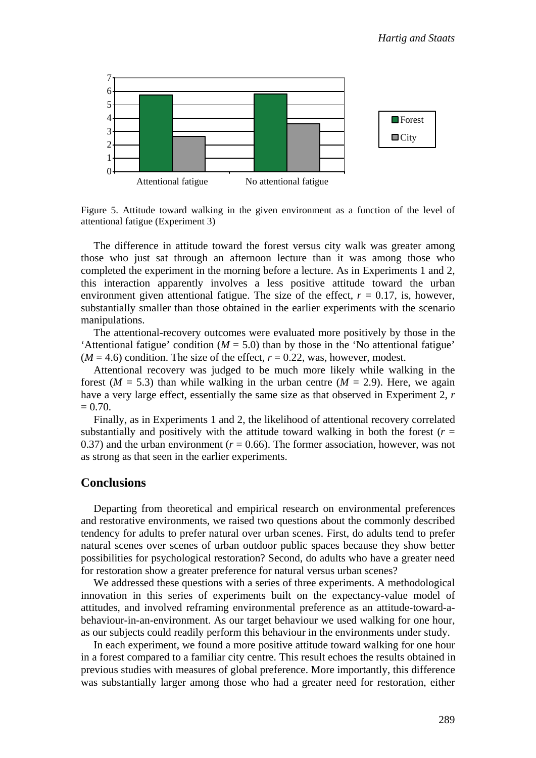Figure 5. Attitude toward walking in the given environment as a function of the level of attentional fatigue (Experiment 3)

The difference in attitude toward the forest versus city walk was greater among those who just sat through an afternoon lecture than it was among those who completed the experiment in the morning before a lecture. As in Experiments 1 and 2, this interaction apparently involves a less positive attitude toward the urban environment given attentional fatigue. The size of the effect, $r = 0.17$, is, however, substantially smaller than those obtained in the earlier experiments with the scenario manipulations.

The attentional-recovery outcomes were evaluated more positively by those in the 'Attentional fatigue' condition ($M = 5.0$) than by those in the 'No attentional fatigue' ($M = 4.6$) condition. The size of the effect, $r = 0.22$, was, however, modest.

Attentional recovery was judged to be much more likely while walking in the forest ($M = 5.3$) than while walking in the urban centre ($M = 2.9$). Here, we again have a very large effect, essentially the same size as that observed in Experiment 2, $r = 0.70$.

Finally, as in Experiments 1 and 2, the likelihood of attentional recovery correlated substantially and positively with the attitude toward walking in both the forest ($r = 0.37$) and the urban environment ($r = 0.66$). The former association, however, was not as strong as that seen in the earlier experiments.

## Conclusions

Departing from theoretical and empirical research on environmental preferences and restorative environments, we raised two questions about the commonly described tendency for adults to prefer natural over urban scenes. First, do adults tend to prefer natural scenes over scenes of urban outdoor public spaces because they show better possibilities for psychological restoration? Second, do adults who have a greater need for restoration show a greater preference for natural versus urban scenes?

We addressed these questions with a series of three experiments. A methodological innovation in this series of experiments built on the expectancy-value model of attitudes, and involved reframing environmental preference as an attitude-toward-a-behaviour-in-an-environment. As our target behaviour we used walking for one hour, as our subjects could readily perform this behaviour in the environments under study.

In each experiment, we found a more positive attitude toward walking for one hour in a forest compared to a familiar city centre. This result echoes the results obtained in previous studies with measures of global preference. More importantly, this difference was substantially larger among those who had a greater need for restoration, either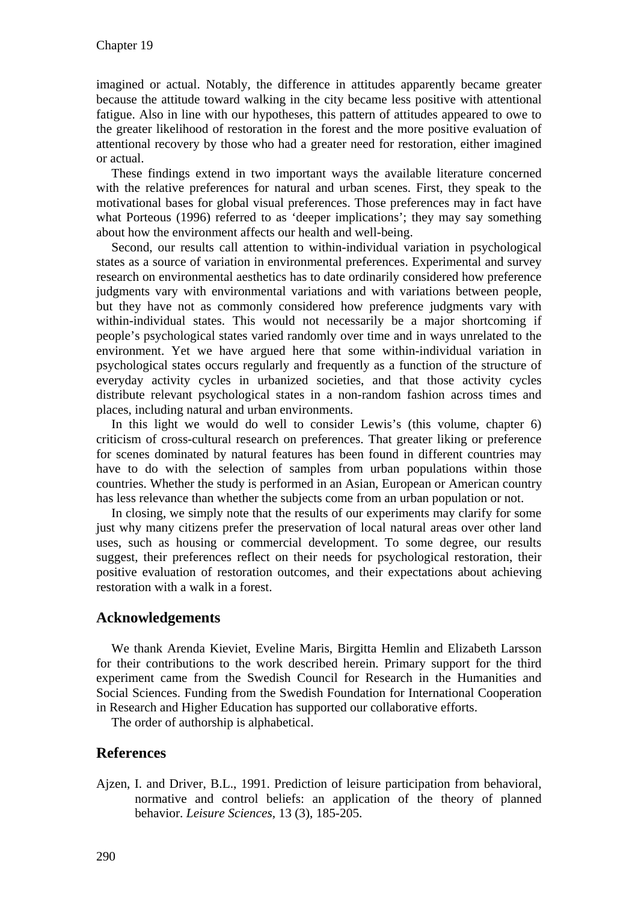imagined or actual. Notably, the difference in attitudes apparently became greater because the attitude toward walking in the city became less positive with attentional fatigue. Also in line with our hypotheses, this pattern of attitudes appeared to owe to the greater likelihood of restoration in the forest and the more positive evaluation of attentional recovery by those who had a greater need for restoration, either imagined or actual.

These findings extend in two important ways the available literature concerned with the relative preferences for natural and urban scenes. First, they speak to the motivational bases for global visual preferences. Those preferences may in fact have what Porteous (1996) referred to as 'deeper implications'; they may say something about how the environment affects our health and well-being.

Second, our results call attention to within-individual variation in psychological states as a source of variation in environmental preferences. Experimental and survey research on environmental aesthetics has to date ordinarily considered how preference judgments vary with environmental variations and with variations between people, but they have not as commonly considered how preference judgments vary with within-individual states. This would not necessarily be a major shortcoming if people's psychological states varied randomly over time and in ways unrelated to the environment. Yet we have argued here that some within-individual variation in psychological states occurs regularly and frequently as a function of the structure of everyday activity cycles in urbanized societies, and that those activity cycles distribute relevant psychological states in a non-random fashion across times and places, including natural and urban environments.

In this light we would do well to consider Lewis's (this volume, chapter 6) criticism of cross-cultural research on preferences. That greater liking or preference for scenes dominated by natural features has been found in different countries may have to do with the selection of samples from urban populations within those countries. Whether the study is performed in an Asian, European or American country has less relevance than whether the subjects come from an urban population or not.

In closing, we simply note that the results of our experiments may clarify for some just why many citizens prefer the preservation of local natural areas over other land uses, such as housing or commercial development. To some degree, our results suggest, their preferences reflect on their needs for psychological restoration, their positive evaluation of restoration outcomes, and their expectations about achieving restoration with a walk in a forest.

## Acknowledgements

We thank Arenda Kieviet, Eveline Maris, Birgitta Hemlin and Elizabeth Larsson for their contributions to the work described herein. Primary support for the third experiment came from the Swedish Council for Research in the Humanities and Social Sciences. Funding from the Swedish Foundation for International Cooperation in Research and Higher Education has supported our collaborative efforts.

The order of authorship is alphabetical.

## References

Ajzen, I. and Driver, B.L., 1991. Prediction of leisure participation from behavioral, normative and control beliefs: an application of the theory of planned behavior. *Leisure Sciences*, 13 (3), 185-205.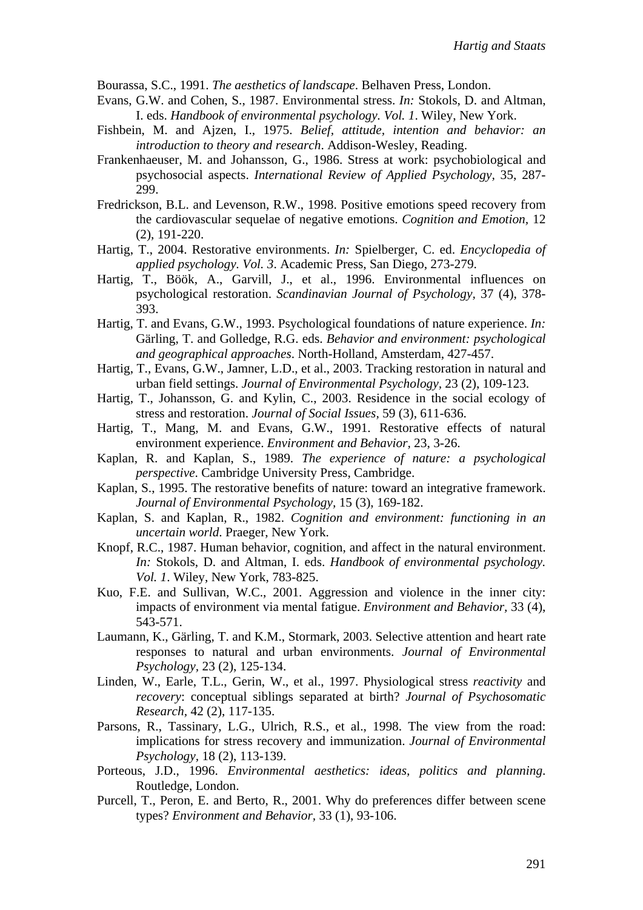Bourassa, S.C., 1991. *The aesthetics of landscape*. Belhaven Press, London.

Evans, G.W. and Cohen, S., 1987. Environmental stress. *In:* Stokols, D. and Altman, I. eds. *Handbook of environmental psychology. Vol. 1*. Wiley, New York.

Fishbein, M. and Ajzen, I., 1975. *Belief, attitude, intention and behavior: an introduction to theory and research*. Addison-Wesley, Reading.

Frankenhaeuser, M. and Johansson, G., 1986. Stress at work: psychobiological and psychosocial aspects. *International Review of Applied Psychology*, 35, 287-299.

Fredrickson, B.L. and Levenson, R.W., 1998. Positive emotions speed recovery from the cardiovascular sequelae of negative emotions. *Cognition and Emotion*, 12 (2), 191-220.

Hartig, T., 2004. Restorative environments. *In:* Spielberger, C. ed. *Encyclopedia of applied psychology. Vol. 3*. Academic Press, San Diego, 273-279.

Hartig, T., Böök, A., Garvill, J., et al., 1996. Environmental influences on psychological restoration. *Scandinavian Journal of Psychology*, 37 (4), 378-393.

Hartig, T. and Evans, G.W., 1993. Psychological foundations of nature experience. *In:* Gärling, T. and Golledge, R.G. eds. *Behavior and environment: psychological and geographical approaches*. North-Holland, Amsterdam, 427-457.

Hartig, T., Evans, G.W., Jamner, L.D., et al., 2003. Tracking restoration in natural and urban field settings. *Journal of Environmental Psychology*, 23 (2), 109-123.

Hartig, T., Johansson, G. and Kylin, C., 2003. Residence in the social ecology of stress and restoration. *Journal of Social Issues*, 59 (3), 611-636.

Hartig, T., Mang, M. and Evans, G.W., 1991. Restorative effects of natural environment experience. *Environment and Behavior*, 23, 3-26.

Kaplan, R. and Kaplan, S., 1989. *The experience of nature: a psychological perspective*. Cambridge University Press, Cambridge.

Kaplan, S., 1995. The restorative benefits of nature: toward an integrative framework. *Journal of Environmental Psychology*, 15 (3), 169-182.

Kaplan, S. and Kaplan, R., 1982. *Cognition and environment: functioning in an uncertain world*. Praeger, New York.

Knopf, R.C., 1987. Human behavior, cognition, and affect in the natural environment. *In:* Stokols, D. and Altman, I. eds. *Handbook of environmental psychology. Vol. 1*. Wiley, New York, 783-825.

Kuo, F.E. and Sullivan, W.C., 2001. Aggression and violence in the inner city: impacts of environment via mental fatigue. *Environment and Behavior*, 33 (4), 543-571.

Laumann, K., Gärling, T. and K.M., Stormark, 2003. Selective attention and heart rate responses to natural and urban environments. *Journal of Environmental Psychology*, 23 (2), 125-134.

Linden, W., Earle, T.L., Gerin, W., et al., 1997. Physiological stress *reactivity* and *recovery*: conceptual siblings separated at birth? *Journal of Psychosomatic Research*, 42 (2), 117-135.

Parsons, R., Tassinary, L.G., Ulrich, R.S., et al., 1998. The view from the road: implications for stress recovery and immunization. *Journal of Environmental Psychology*, 18 (2), 113-139.

Porteous, J.D., 1996. *Environmental aesthetics: ideas, politics and planning*. Routledge, London.

Purcell, T., Peron, E. and Berto, R., 2001. Why do preferences differ between scene types? *Environment and Behavior*, 33 (1), 93-106.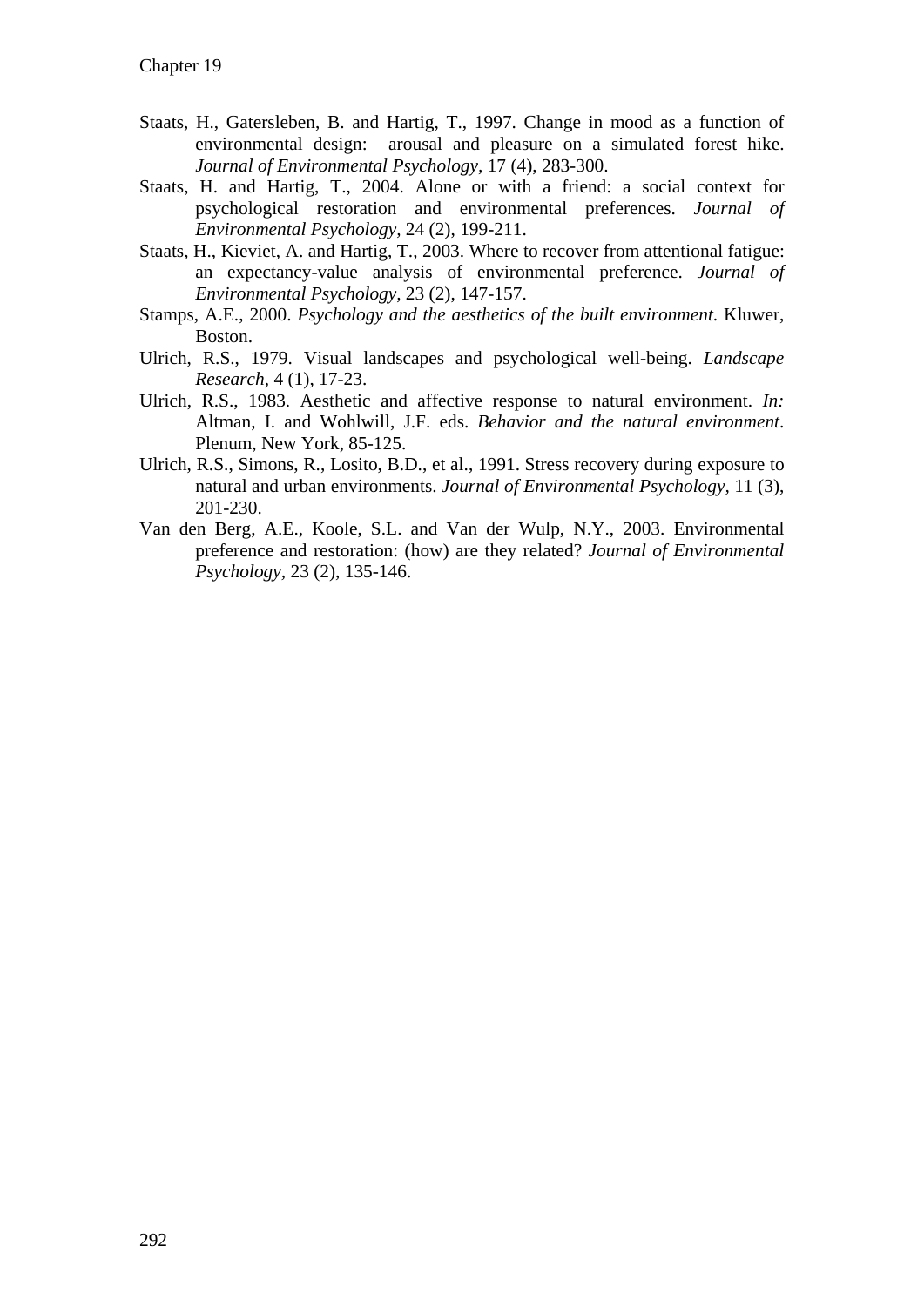Staats, H., Gatersleben, B. and Hartig, T., 1997. Change in mood as a function of environmental design: arousal and pleasure on a simulated forest hike. *Journal of Environmental Psychology*, 17 (4), 283-300.

Staats, H. and Hartig, T., 2004. Alone or with a friend: a social context for psychological restoration and environmental preferences. *Journal of Environmental Psychology*, 24 (2), 199-211.

Staats, H., Kieviet, A. and Hartig, T., 2003. Where to recover from attentional fatigue: an expectancy-value analysis of environmental preference. *Journal of Environmental Psychology*, 23 (2), 147-157.

Stamps, A.E., 2000. *Psychology and the aesthetics of the built environment*. Kluwer, Boston.

Ulrich, R.S., 1979. Visual landscapes and psychological well-being. *Landscape Research*, 4 (1), 17-23.

Ulrich, R.S., 1983. Aesthetic and affective response to natural environment. *In:* Altman, I. and Wohlwill, J.F. eds. *Behavior and the natural environment*. Plenum, New York, 85-125.

Ulrich, R.S., Simons, R., Losito, B.D., et al., 1991. Stress recovery during exposure to natural and urban environments. *Journal of Environmental Psychology*, 11 (3), 201-230.

Van den Berg, A.E., Koole, S.L. and Van der Wulp, N.Y., 2003. Environmental preference and restoration: (how) are they related? *Journal of Environmental Psychology*, 23 (2), 135-146.